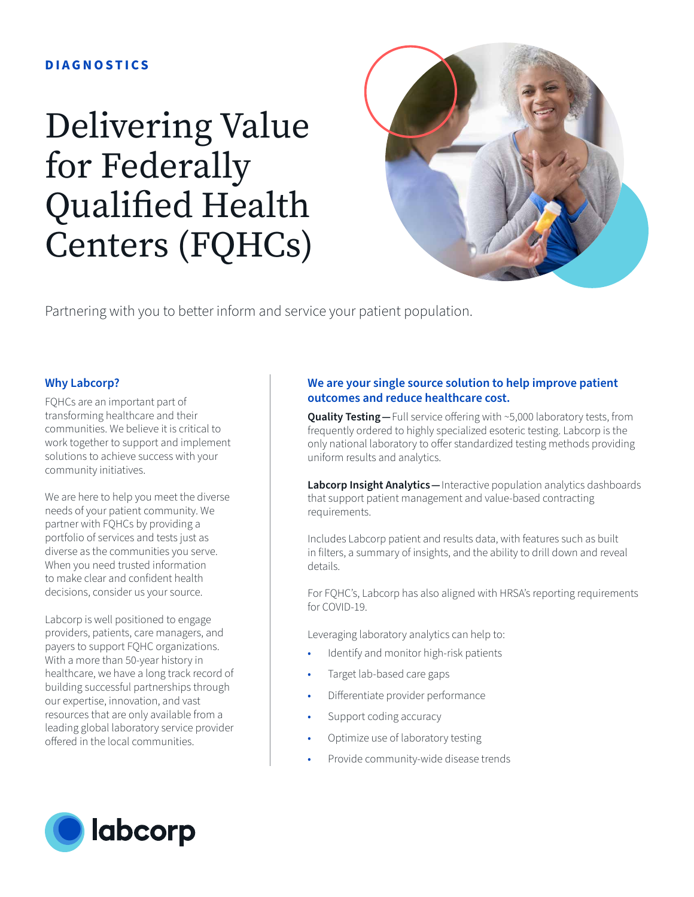DIAGNOSTICS

# Delivering Value for Federally Qualified Health Centers (FQHCs)

Partnering with you to better inform and service your patient population.

## Why Labcorp?

FQHCs are an important part of transforming healthcare and their communities. We believe it is critical to work together to support and implement solutions to achieve success with your community initiatives.

We are here to help you meet the diverse needs of your patient community. We partner with FQHCs by providing a portfolio of services and tests just as diverse as the communities you serve. When you need trusted information to make clear and confident health decisions, consider us your source.

Labcorp is well positioned to engage providers, patients, care managers, and payers to support FQHC organizations. With a more than 50-year history in healthcare, we have a long track record of building successful partnerships through our expertise, innovation, and vast resources that are only available from a leading global laboratory service provider offered in the local communities.

## We are your single source solution to help improve patient outcomes and reduce healthcare cost.

**Quality Testing—** Full service offering with ~5,000 laboratory tests, from frequently ordered to highly specialized esoteric testing. Labcorp is the only national laboratory to offer standardized testing methods providing uniform results and analytics.

**Labcorp Insight Analytics—** Interactive population analytics dashboards that support patient management and value-based contracting requirements.

Includes Labcorp patient and results data, with features such as built in filters, a summary of insights, and the ability to drill down and reveal details.

For FQHC's, Labcorp has also aligned with HRSA's reporting requirements for COVID-19.

Leveraging laboratory analytics can help to:

- Identify and monitor high-risk patients
- Target lab-based care gaps
- Differentiate provider performance
- Support coding accuracy
- Optimize use of laboratory testing
- Provide community-wide disease trends

labcorp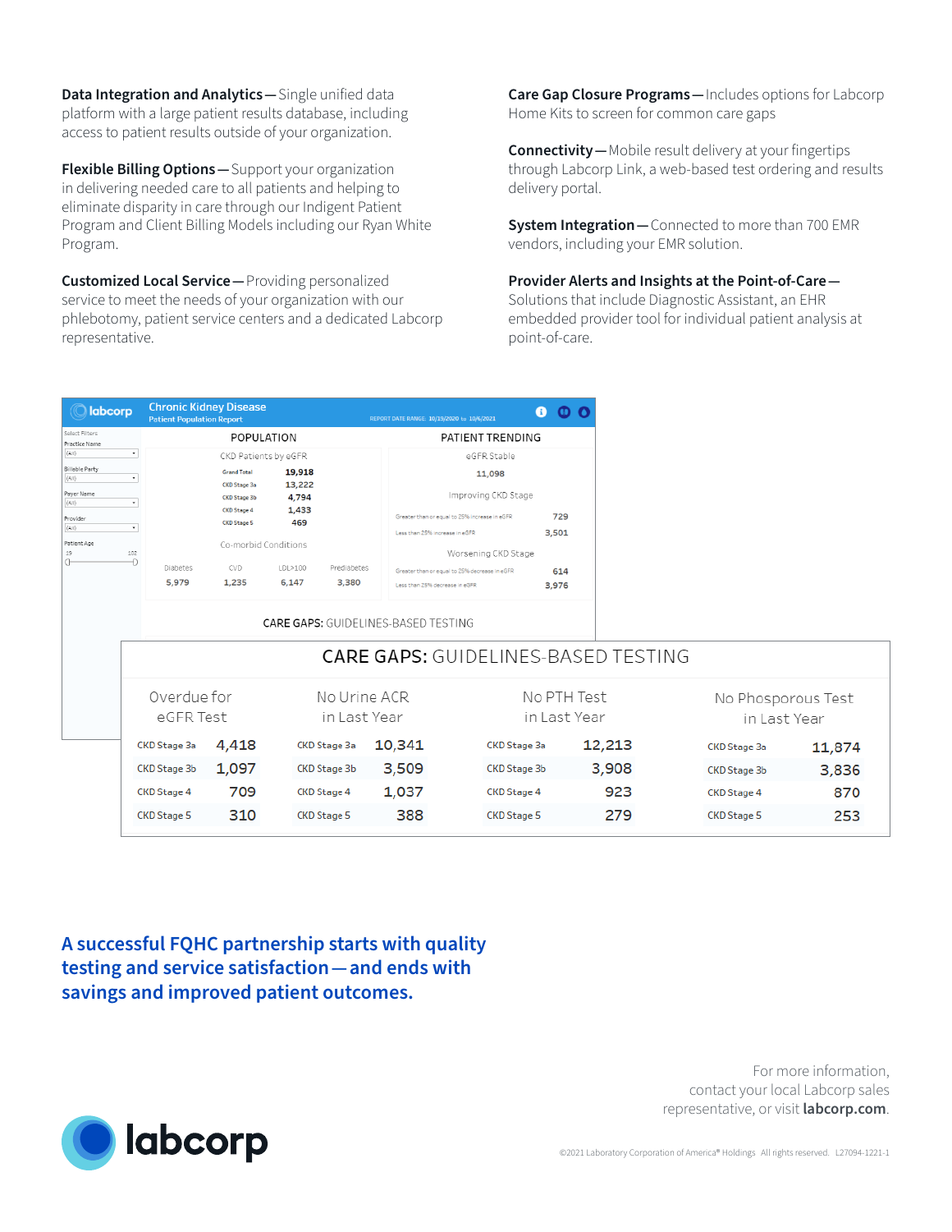**Data Integration and Analytics**—Single unified data platform with a large patient results database, including access to patient results outside of your organization.

**Flexible Billing Options**—Support your organization in delivering needed care to all patients and helping to eliminate disparity in care through our Indigent Patient Program and Client Billing Models including our Ryan White Program.

**Customized Local Service**—Providing personalized service to meet the needs of your organization with our phlebotomy, patient service centers and a dedicated Labcorp representative.

**Care Gap Closure Programs**—Includes options for Labcorp Home Kits to screen for common care gaps

**Connectivity**—Mobile result delivery at your fingertips through Labcorp Link, a web-based test ordering and results delivery portal.

**System Integration**—Connected to more than 700 EMR vendors, including your EMR solution.

**Provider Alerts and Insights at the Point-of-Care**—Solutions that include Diagnostic Assistant, an EHR embedded provider tool for individual patient analysis at point-of-care.

labcorp
Chronic Kidney Disease
Patient Population Report
REPORT DATE RANGE: 10/19/2020 to 10/6/2021

Select Filters
Practice Name (All)
Billable Party (All)
Payer Name (All)
Provider (All)
Patient Age 19 102

POPULATION

CKD Patients by eGFR

| | |
|---|---|
| Grand Total | 19,918 |
| CKD Stage 3a | 13,222 |
| CKD Stage 3b | 4,794 |
| CKD Stage 4 | 1,433 |
| CKD Stage 5 | 469 |

Co-morbid Conditions

| Diabetes | CVD | LDL>100 | Prediabetes |
|---|---|---|---|
| 5,979 | 1,235 | 6,147 | 3,380 |

PATIENT TRENDING

eGFR Stable
11,098

Improving CKD Stage

| | |
|---|---|
| Greater than or equal to 25% increase in eGFR | 729 |
| Less than 25% increase in eGFR | 3,501 |

Worsening CKD Stage

| | |
|---|---|
| Greater than or equal to 25% decrease in eGFR | 614 |
| Less than 25% decrease in eGFR | 3,976 |

## CARE GAPS: GUIDELINES-BASED TESTING

| Overdue for eGFR Test | | No Urine ACR in Last Year | | No PTH Test in Last Year | | No Phosporous Test in Last Year | |
|---|---|---|---|---|---|---|---|
| CKD Stage 3a | 4,418 | CKD Stage 3a | 10,341 | CKD Stage 3a | 12,213 | CKD Stage 3a | 11,874 |
| CKD Stage 3b | 1,097 | CKD Stage 3b | 3,509 | CKD Stage 3b | 3,908 | CKD Stage 3b | 3,836 |
| CKD Stage 4 | 709 | CKD Stage 4 | 1,037 | CKD Stage 4 | 923 | CKD Stage 4 | 870 |
| CKD Stage 5 | 310 | CKD Stage 5 | 388 | CKD Stage 5 | 279 | CKD Stage 5 | 253 |

**A successful FQHC partnership starts with quality testing and service satisfaction—and ends with savings and improved patient outcomes.**

For more information, contact your local Labcorp sales representative, or visit **labcorp.com**.

labcorp

©2021 Laboratory Corporation of America® Holdings All rights reserved. L27094-1221-1